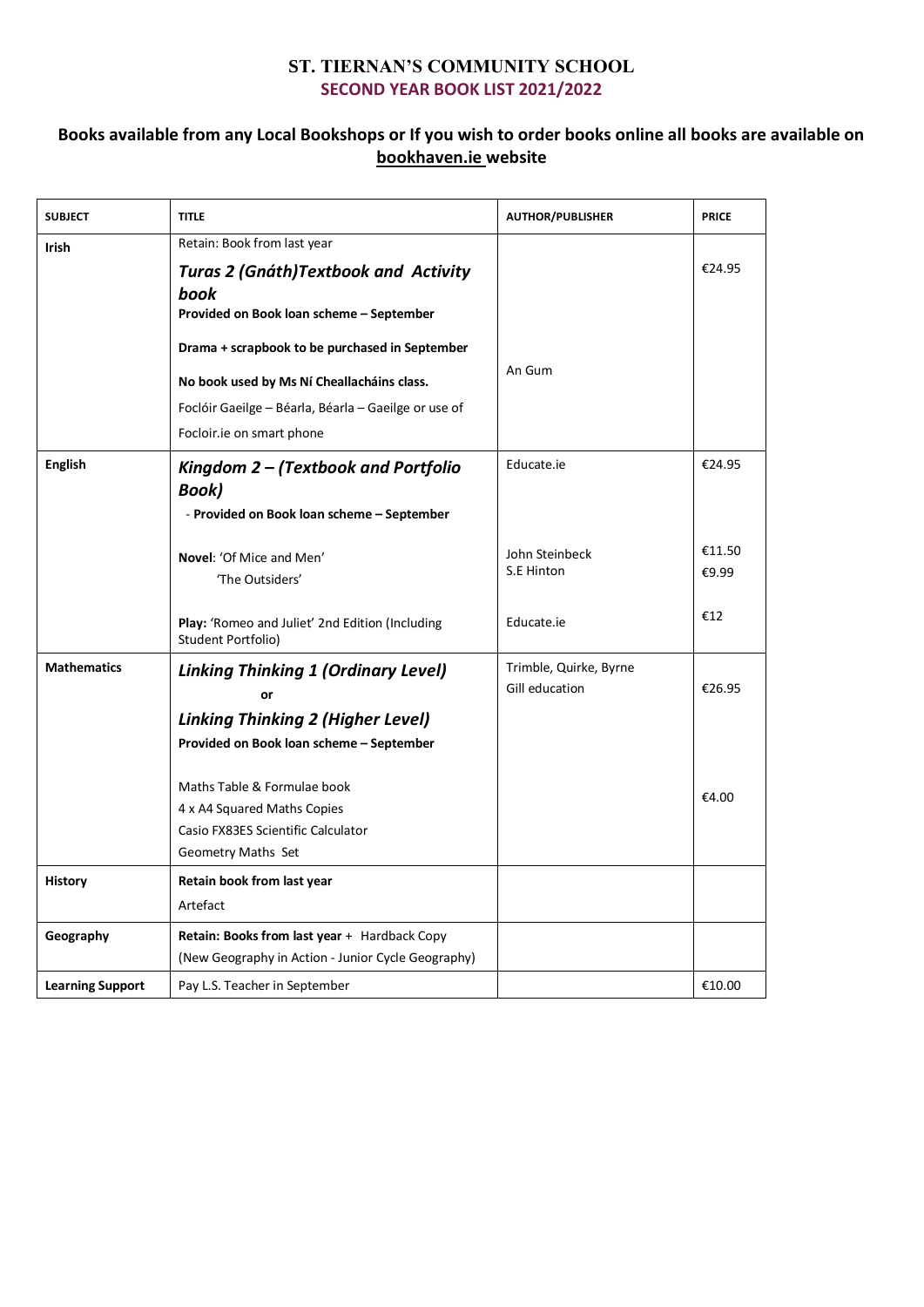# ST. TIERNAN'S COMMUNITY SCHOOL

## SECOND YEAR BOOK LIST 2021/2022

### Books available from any Local Bookshops or If you wish to order books online all books are available on bookhaven.ie website

| SUBJECT | TITLE | AUTHOR/PUBLISHER | PRICE |
|---|---|---|---|
| **Irish** | Retain: Book from last year<br>***Turas 2 (Gnáth)Textbook and Activity book***<br>**Provided on Book loan scheme – September**<br>**Drama + scrapbook to be purchased in September**<br>**No book used by Ms Ní Cheallacháins class.**<br>Foclóir Gaeilge – Béarla, Béarla – Gaeilge or use of Focloir.ie on smart phone | An Gum | €24.95 |
| **English** | ***Kingdom 2 – (Textbook and Portfolio Book)***<br>- **Provided on Book loan scheme – September**<br>**Novel**: 'Of Mice and Men'<br>'The Outsiders'<br>**Play:** 'Romeo and Juliet' 2nd Edition (Including Student Portfolio) | Educate.ie<br>John Steinbeck<br>S.E Hinton<br>Educate.ie | €24.95<br>€11.50<br>€9.99<br>€12 |
| **Mathematics** | ***Linking Thinking 1 (Ordinary Level)***<br>**or**<br>***Linking Thinking 2 (Higher Level)***<br>**Provided on Book loan scheme – September**<br>Maths Table & Formulae book<br>4 x A4 Squared Maths Copies<br>Casio FX83ES Scientific Calculator<br>Geometry Maths Set | Trimble, Quirke, Byrne<br>Gill education | €26.95<br>€4.00 |
| **History** | **Retain book from last year**<br>Artefact | | |
| **Geography** | **Retain: Books from last year** + Hardback Copy<br>(New Geography in Action - Junior Cycle Geography) | | |
| **Learning Support** | Pay L.S. Teacher in September | | €10.00 |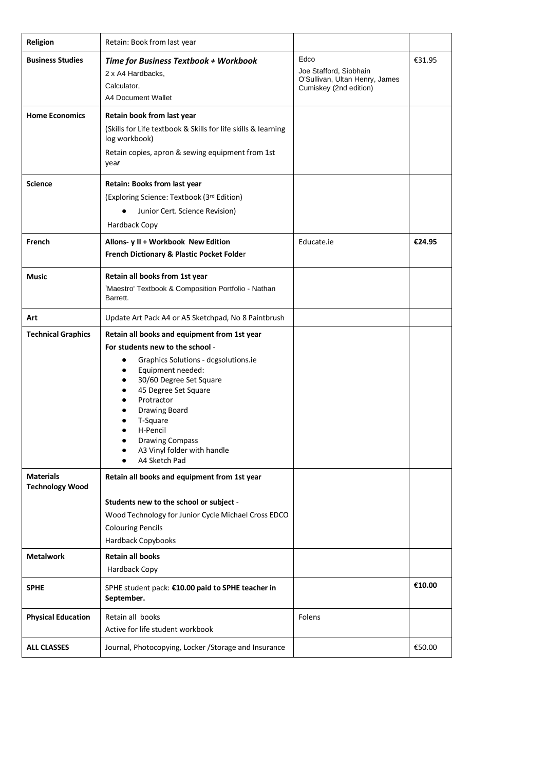| | | | |
|---|---|---|---|
| **Religion** | Retain: Book from last year | | |
| **Business Studies** | ***Time for Business Textbook + Workbook***<br>2 x A4 Hardbacks,<br>Calculator,<br>A4 Document Wallet | Edco<br>Joe Stafford, Siobhain O'Sullivan, Ultan Henry, James Cumiskey (2nd edition) | €31.95 |
| **Home Economics** | **Retain book from last year**<br>(Skills for Life textbook & Skills for life skills & learning log workbook)<br>Retain copies, apron & sewing equipment from 1st yea***r*** | | |
| **Science** | **Retain: Books from last year**<br>(Exploring Science: Textbook (3rd Edition)<br>• Junior Cert. Science Revision)<br>Hardback Copy | | |
| **French** | **Allons- y II + Workbook New Edition**<br>**French Dictionary & Plastic Pocket Folde**r | Educate.ie | **€24.95** |
| **Music** | **Retain all books from 1st year**<br>'Maestro' Textbook & Composition Portfolio - Nathan Barrett. | | |
| **Art** | Update Art Pack A4 or A5 Sketchpad, No 8 Paintbrush | | |
| **Technical Graphics** | **Retain all books and equipment from 1st year**<br>**For students new to the school** -<br>• Graphics Solutions - dcgsolutions.ie<br>• Equipment needed:<br>• 30/60 Degree Set Square<br>• 45 Degree Set Square<br>• Protractor<br>• Drawing Board<br>• T-Square<br>• H-Pencil<br>• Drawing Compass<br>• A3 Vinyl folder with handle<br>• A4 Sketch Pad | | |
| **Materials Technology Wood** | **Retain all books and equipment from 1st year**<br><br>**Students new to the school or subject** -<br>Wood Technology for Junior Cycle Michael Cross EDCO<br>Colouring Pencils<br>Hardback Copybooks | | |
| **Metalwork** | **Retain all books**<br>Hardback Copy | | |
| **SPHE** | SPHE student pack: **€10.00 paid to SPHE teacher in September.** | | **€10.00** |
| **Physical Education** | Retain all books<br>Active for life student workbook | Folens | |
| **ALL CLASSES** | Journal, Photocopying, Locker /Storage and Insurance | | €50.00 |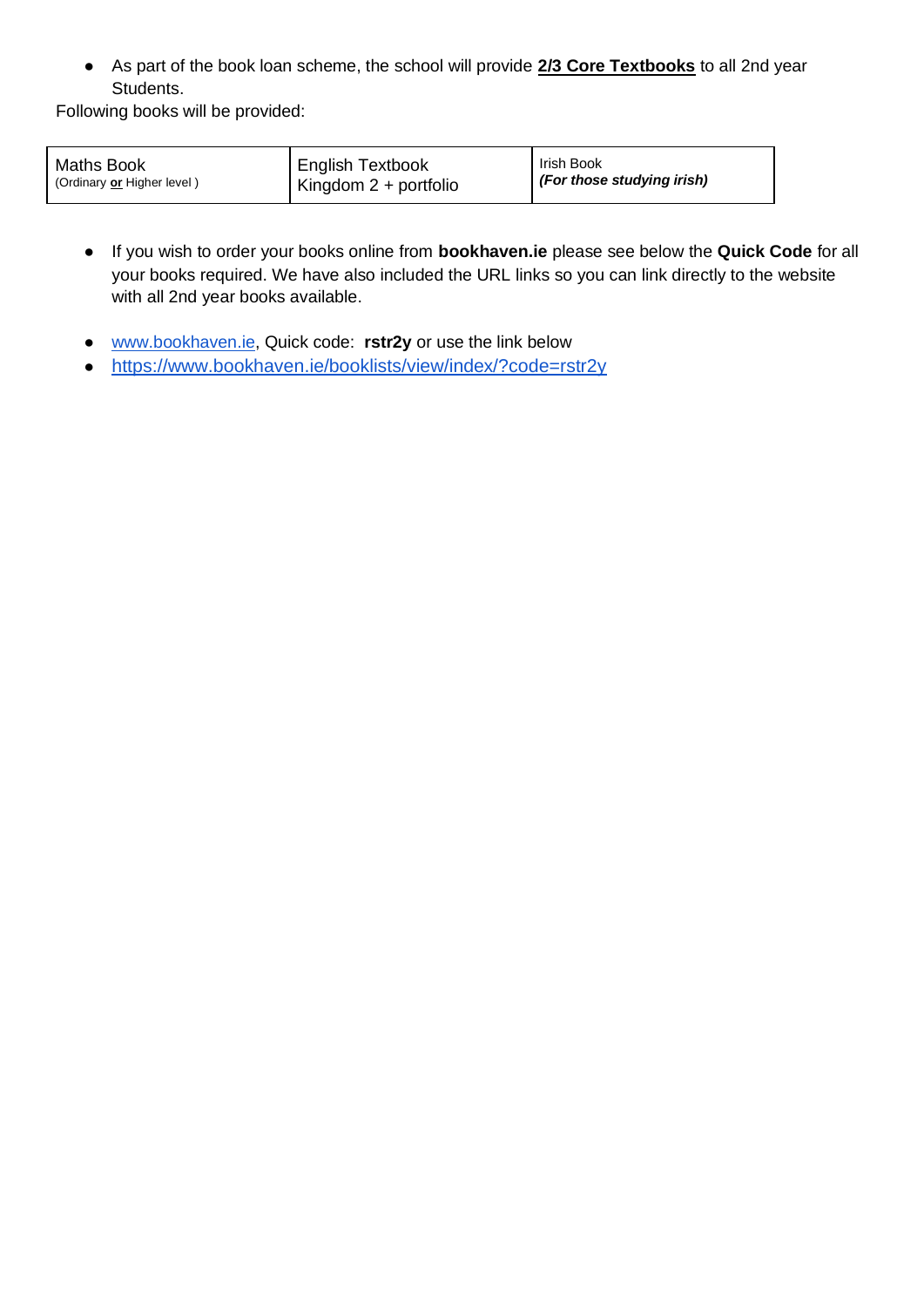- As part of the book loan scheme, the school will provide **2/3 Core Textbooks** to all 2nd year Students.

Following books will be provided:

| | | |
|---|---|---|
| Maths Book<br>(Ordinary **or** Higher level ) | English Textbook<br>Kingdom 2 + portfolio | Irish Book<br>***(For those studying irish)*** |

- If you wish to order your books online from **bookhaven.ie** please see below the **Quick Code** for all your books required. We have also included the URL links so you can link directly to the website with all 2nd year books available.

- www.bookhaven.ie, Quick code: **rstr2y** or use the link below
- https://www.bookhaven.ie/booklists/view/index/?code=rstr2y